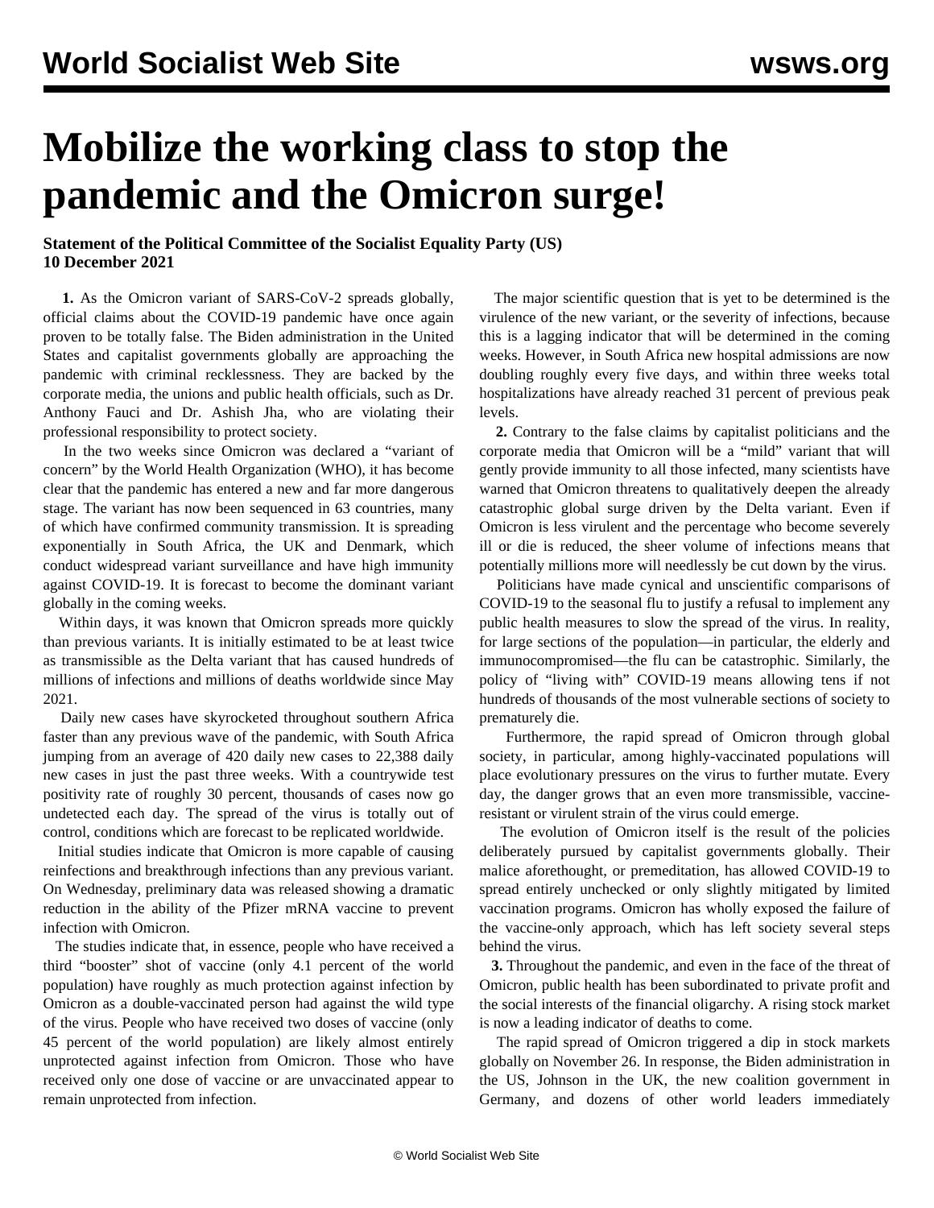# Mobilize the working class to stop the pandemic and the Omicron surge!

**Statement of the Political Committee of the Socialist Equality Party (US)**
**10 December 2021**

**1.** As the Omicron variant of SARS-CoV-2 spreads globally, official claims about the COVID-19 pandemic have once again proven to be totally false. The Biden administration in the United States and capitalist governments globally are approaching the pandemic with criminal recklessness. They are backed by the corporate media, the unions and public health officials, such as Dr. Anthony Fauci and Dr. Ashish Jha, who are violating their professional responsibility to protect society.

In the two weeks since Omicron was declared a "variant of concern" by the World Health Organization (WHO), it has become clear that the pandemic has entered a new and far more dangerous stage. The variant has now been sequenced in 63 countries, many of which have confirmed community transmission. It is spreading exponentially in South Africa, the UK and Denmark, which conduct widespread variant surveillance and have high immunity against COVID-19. It is forecast to become the dominant variant globally in the coming weeks.

Within days, it was known that Omicron spreads more quickly than previous variants. It is initially estimated to be at least twice as transmissible as the Delta variant that has caused hundreds of millions of infections and millions of deaths worldwide since May 2021.

Daily new cases have skyrocketed throughout southern Africa faster than any previous wave of the pandemic, with South Africa jumping from an average of 420 daily new cases to 22,388 daily new cases in just the past three weeks. With a countrywide test positivity rate of roughly 30 percent, thousands of cases now go undetected each day. The spread of the virus is totally out of control, conditions which are forecast to be replicated worldwide.

Initial studies indicate that Omicron is more capable of causing reinfections and breakthrough infections than any previous variant. On Wednesday, preliminary data was released showing a dramatic reduction in the ability of the Pfizer mRNA vaccine to prevent infection with Omicron.

The studies indicate that, in essence, people who have received a third "booster" shot of vaccine (only 4.1 percent of the world population) have roughly as much protection against infection by Omicron as a double-vaccinated person had against the wild type of the virus. People who have received two doses of vaccine (only 45 percent of the world population) are likely almost entirely unprotected against infection from Omicron. Those who have received only one dose of vaccine or are unvaccinated appear to remain unprotected from infection.

The major scientific question that is yet to be determined is the virulence of the new variant, or the severity of infections, because this is a lagging indicator that will be determined in the coming weeks. However, in South Africa new hospital admissions are now doubling roughly every five days, and within three weeks total hospitalizations have already reached 31 percent of previous peak levels.

**2.** Contrary to the false claims by capitalist politicians and the corporate media that Omicron will be a "mild" variant that will gently provide immunity to all those infected, many scientists have warned that Omicron threatens to qualitatively deepen the already catastrophic global surge driven by the Delta variant. Even if Omicron is less virulent and the percentage who become severely ill or die is reduced, the sheer volume of infections means that potentially millions more will needlessly be cut down by the virus.

Politicians have made cynical and unscientific comparisons of COVID-19 to the seasonal flu to justify a refusal to implement any public health measures to slow the spread of the virus. In reality, for large sections of the population—in particular, the elderly and immunocompromised—the flu can be catastrophic. Similarly, the policy of "living with" COVID-19 means allowing tens if not hundreds of thousands of the most vulnerable sections of society to prematurely die.

Furthermore, the rapid spread of Omicron through global society, in particular, among highly-vaccinated populations will place evolutionary pressures on the virus to further mutate. Every day, the danger grows that an even more transmissible, vaccine-resistant or virulent strain of the virus could emerge.

The evolution of Omicron itself is the result of the policies deliberately pursued by capitalist governments globally. Their malice aforethought, or premeditation, has allowed COVID-19 to spread entirely unchecked or only slightly mitigated by limited vaccination programs. Omicron has wholly exposed the failure of the vaccine-only approach, which has left society several steps behind the virus.

**3.** Throughout the pandemic, and even in the face of the threat of Omicron, public health has been subordinated to private profit and the social interests of the financial oligarchy. A rising stock market is now a leading indicator of deaths to come.

The rapid spread of Omicron triggered a dip in stock markets globally on November 26. In response, the Biden administration in the US, Johnson in the UK, the new coalition government in Germany, and dozens of other world leaders immediately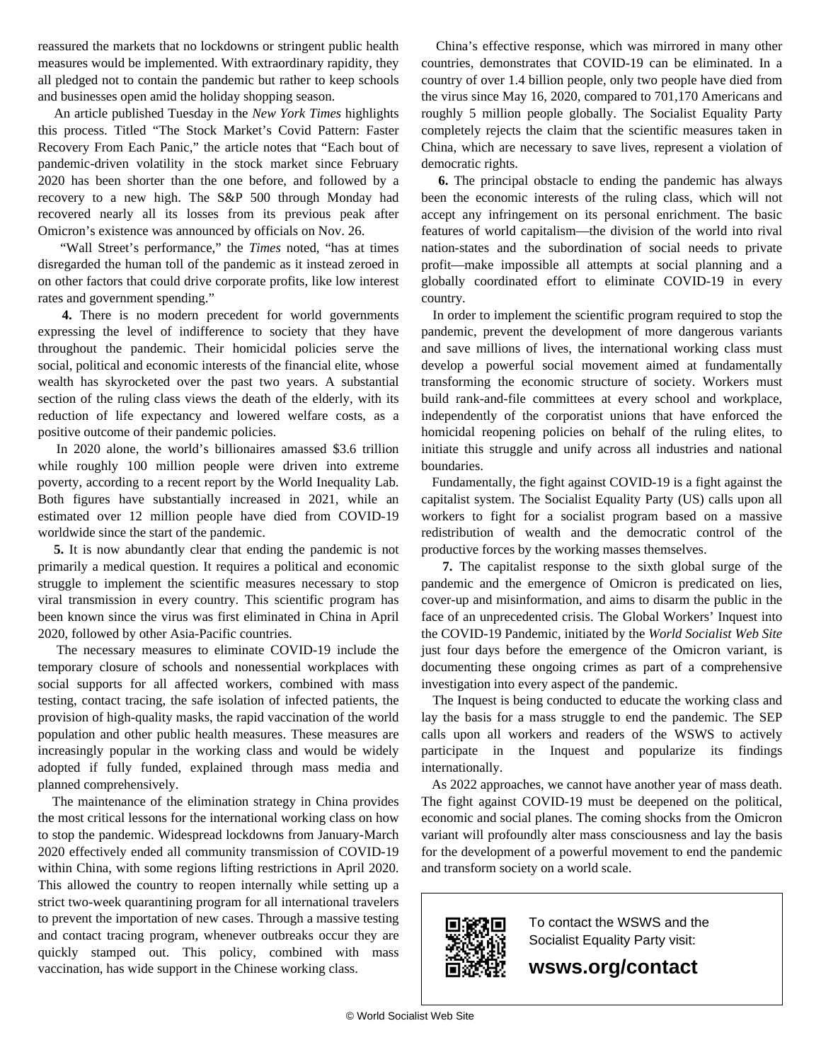reassured the markets that no lockdowns or stringent public health measures would be implemented. With extraordinary rapidity, they all pledged not to contain the pandemic but rather to keep schools and businesses open amid the holiday shopping season.

An article published Tuesday in the *New York Times* highlights this process. Titled "The Stock Market's Covid Pattern: Faster Recovery From Each Panic," the article notes that "Each bout of pandemic-driven volatility in the stock market since February 2020 has been shorter than the one before, and followed by a recovery to a new high. The S&P 500 through Monday had recovered nearly all its losses from its previous peak after Omicron's existence was announced by officials on Nov. 26.

"Wall Street's performance," the *Times* noted, "has at times disregarded the human toll of the pandemic as it instead zeroed in on other factors that could drive corporate profits, like low interest rates and government spending."

**4.** There is no modern precedent for world governments expressing the level of indifference to society that they have throughout the pandemic. Their homicidal policies serve the social, political and economic interests of the financial elite, whose wealth has skyrocketed over the past two years. A substantial section of the ruling class views the death of the elderly, with its reduction of life expectancy and lowered welfare costs, as a positive outcome of their pandemic policies.

In 2020 alone, the world's billionaires amassed $3.6 trillion while roughly 100 million people were driven into extreme poverty, according to a recent report by the World Inequality Lab. Both figures have substantially increased in 2021, while an estimated over 12 million people have died from COVID-19 worldwide since the start of the pandemic.

**5.** It is now abundantly clear that ending the pandemic is not primarily a medical question. It requires a political and economic struggle to implement the scientific measures necessary to stop viral transmission in every country. This scientific program has been known since the virus was first eliminated in China in April 2020, followed by other Asia-Pacific countries.

The necessary measures to eliminate COVID-19 include the temporary closure of schools and nonessential workplaces with social supports for all affected workers, combined with mass testing, contact tracing, the safe isolation of infected patients, the provision of high-quality masks, the rapid vaccination of the world population and other public health measures. These measures are increasingly popular in the working class and would be widely adopted if fully funded, explained through mass media and planned comprehensively.

The maintenance of the elimination strategy in China provides the most critical lessons for the international working class on how to stop the pandemic. Widespread lockdowns from January-March 2020 effectively ended all community transmission of COVID-19 within China, with some regions lifting restrictions in April 2020. This allowed the country to reopen internally while setting up a strict two-week quarantining program for all international travelers to prevent the importation of new cases. Through a massive testing and contact tracing program, whenever outbreaks occur they are quickly stamped out. This policy, combined with mass vaccination, has wide support in the Chinese working class.

China's effective response, which was mirrored in many other countries, demonstrates that COVID-19 can be eliminated. In a country of over 1.4 billion people, only two people have died from the virus since May 16, 2020, compared to 701,170 Americans and roughly 5 million people globally. The Socialist Equality Party completely rejects the claim that the scientific measures taken in China, which are necessary to save lives, represent a violation of democratic rights.

**6.** The principal obstacle to ending the pandemic has always been the economic interests of the ruling class, which will not accept any infringement on its personal enrichment. The basic features of world capitalism—the division of the world into rival nation-states and the subordination of social needs to private profit—make impossible all attempts at social planning and a globally coordinated effort to eliminate COVID-19 in every country.

In order to implement the scientific program required to stop the pandemic, prevent the development of more dangerous variants and save millions of lives, the international working class must develop a powerful social movement aimed at fundamentally transforming the economic structure of society. Workers must build rank-and-file committees at every school and workplace, independently of the corporatist unions that have enforced the homicidal reopening policies on behalf of the ruling elites, to initiate this struggle and unify across all industries and national boundaries.

Fundamentally, the fight against COVID-19 is a fight against the capitalist system. The Socialist Equality Party (US) calls upon all workers to fight for a socialist program based on a massive redistribution of wealth and the democratic control of the productive forces by the working masses themselves.

**7.** The capitalist response to the sixth global surge of the pandemic and the emergence of Omicron is predicated on lies, cover-up and misinformation, and aims to disarm the public in the face of an unprecedented crisis. The Global Workers' Inquest into the COVID-19 Pandemic, initiated by the *World Socialist Web Site* just four days before the emergence of the Omicron variant, is documenting these ongoing crimes as part of a comprehensive investigation into every aspect of the pandemic.

The Inquest is being conducted to educate the working class and lay the basis for a mass struggle to end the pandemic. The SEP calls upon all workers and readers of the WSWS to actively participate in the Inquest and popularize its findings internationally.

As 2022 approaches, we cannot have another year of mass death. The fight against COVID-19 must be deepened on the political, economic and social planes. The coming shocks from the Omicron variant will profoundly alter mass consciousness and lay the basis for the development of a powerful movement to end the pandemic and transform society on a world scale.

To contact the WSWS and the Socialist Equality Party visit:

**wsws.org/contact**